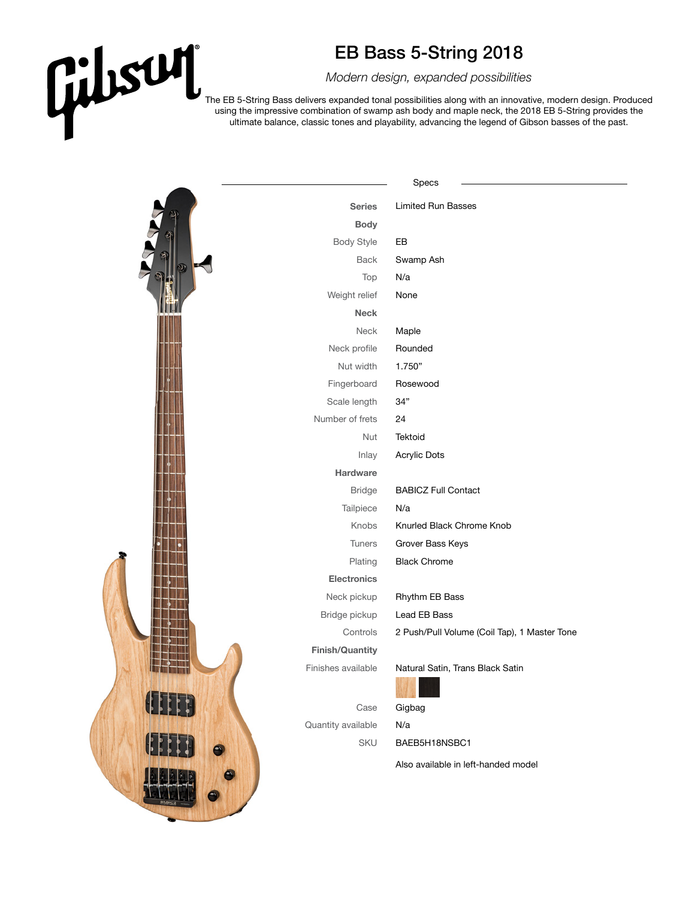Gibson

# EB Bass 5-String 2018

*Modern design, expanded possibilities*

The EB 5-String Bass delivers expanded tonal possibilities along with an innovative, modern design. Produced using the impressive combination of swamp ash body and maple neck, the 2018 EB 5-String provides the ultimate balance, classic tones and playability, advancing the legend of Gibson basses of the past.

## Specs

| | |
|---|---|
| **Series** | Limited Run Basses |
| **Body** | |
| Body Style | EB |
| Back | Swamp Ash |
| Top | N/a |
| Weight relief | None |
| **Neck** | |
| Neck | Maple |
| Neck profile | Rounded |
| Nut width | 1.750” |
| Fingerboard | Rosewood |
| Scale length | 34” |
| Number of frets | 24 |
| Nut | Tektoid |
| Inlay | Acrylic Dots |
| **Hardware** | |
| Bridge | BABICZ Full Contact |
| Tailpiece | N/a |
| Knobs | Knurled Black Chrome Knob |
| Tuners | Grover Bass Keys |
| Plating | Black Chrome |
| **Electronics** | |
| Neck pickup | Rhythm EB Bass |
| Bridge pickup | Lead EB Bass |
| Controls | 2 Push/Pull Volume (Coil Tap), 1 Master Tone |
| **Finish/Quantity** | |
| Finishes available | Natural Satin, Trans Black Satin |
| Case | Gigbag |
| Quantity available | N/a |
| SKU | BAEB5H18NSBC1 |

Also available in left-handed model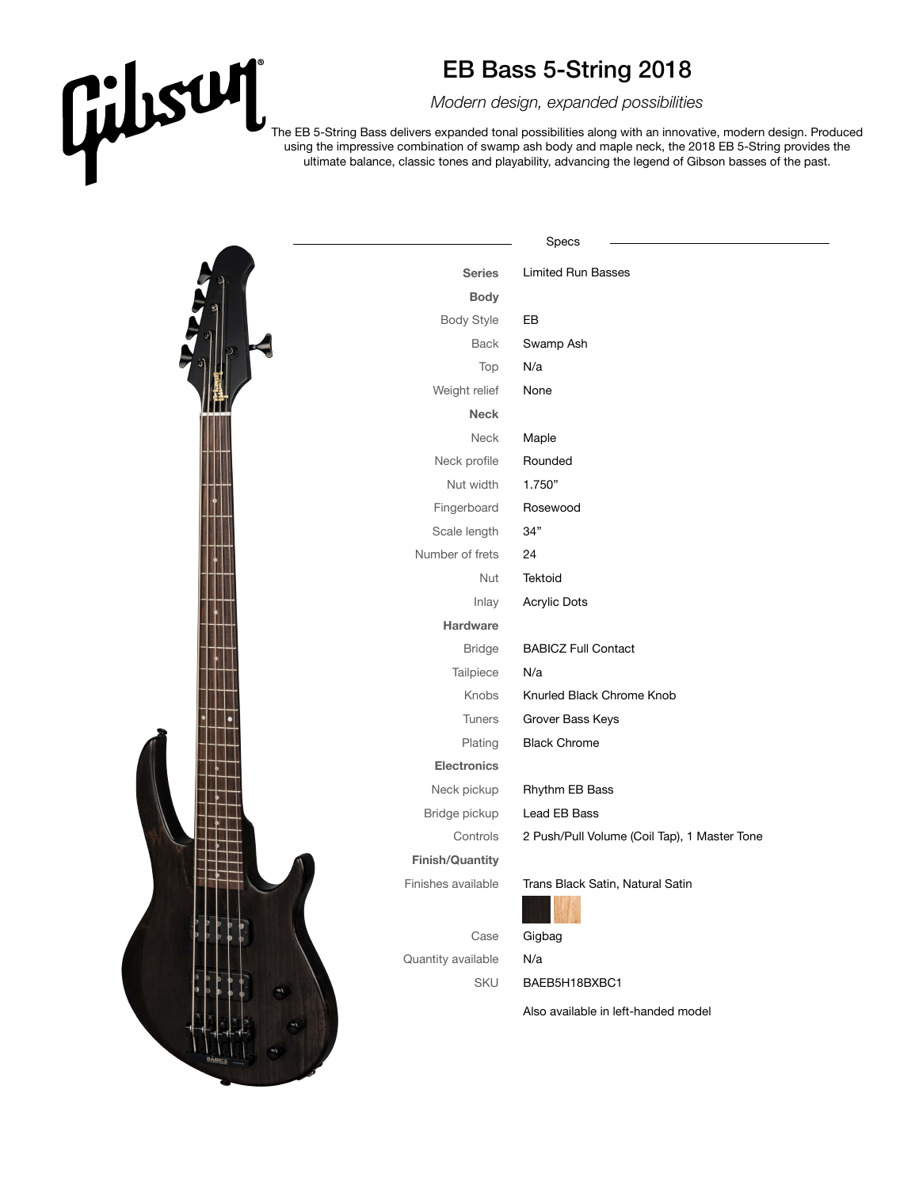# EB Bass 5-String 2018

*Modern design, expanded possibilities*

The EB 5-String Bass delivers expanded tonal possibilities along with an innovative, modern design. Produced using the impressive combination of swamp ash body and maple neck, the 2018 EB 5-String provides the ultimate balance, classic tones and playability, advancing the legend of Gibson basses of the past.

## Specs

| | |
|---|---|
| **Series** | Limited Run Basses |
| **Body** | |
| Body Style | EB |
| Back | Swamp Ash |
| Top | N/a |
| Weight relief | None |
| **Neck** | |
| Neck | Maple |
| Neck profile | Rounded |
| Nut width | 1.750” |
| Fingerboard | Rosewood |
| Scale length | 34” |
| Number of frets | 24 |
| Nut | Tektoid |
| Inlay | Acrylic Dots |
| **Hardware** | |
| Bridge | BABICZ Full Contact |
| Tailpiece | N/a |
| Knobs | Knurled Black Chrome Knob |
| Tuners | Grover Bass Keys |
| Plating | Black Chrome |
| **Electronics** | |
| Neck pickup | Rhythm EB Bass |
| Bridge pickup | Lead EB Bass |
| Controls | 2 Push/Pull Volume (Coil Tap), 1 Master Tone |
| **Finish/Quantity** | |
| Finishes available | Trans Black Satin, Natural Satin |
| Case | Gigbag |
| Quantity available | N/a |
| SKU | BAEB5H18BXBC1 |

Also available in left-handed model